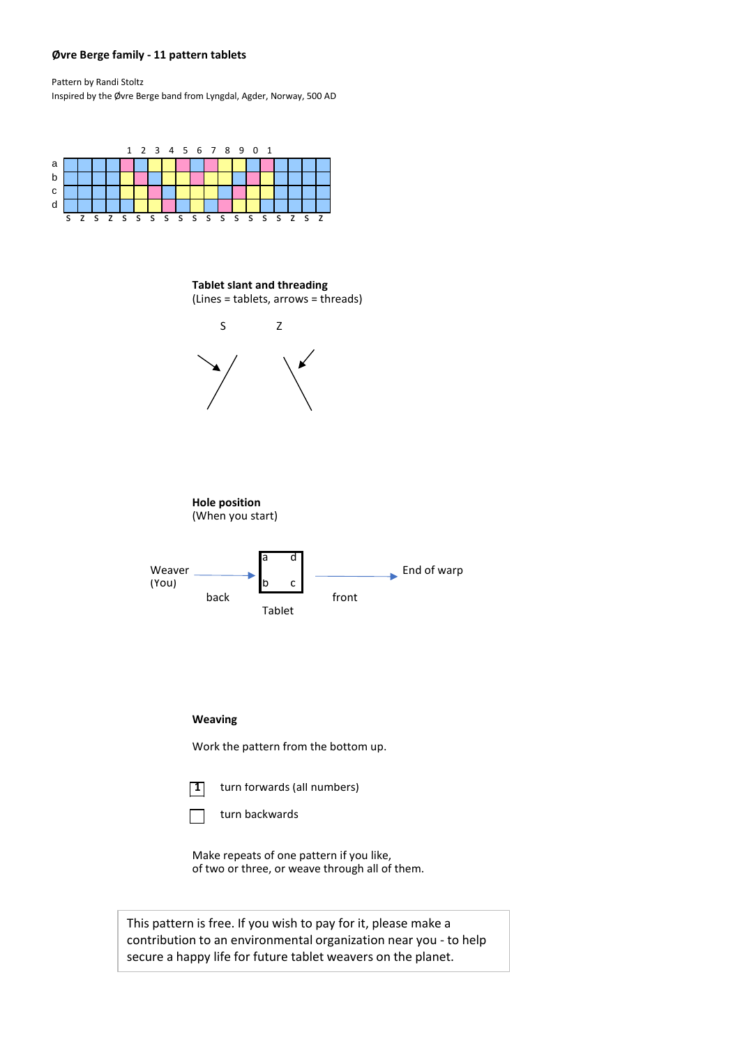**Øvre Berge family - 11 pattern tablets**

Pattern by Randi Stoltz
Inspired by the Øvre Berge band from Lyngdal, Agder, Norway, 500 AD

| | | | | | 1 | 2 | 3 | 4 | 5 | 6 | 7 | 8 | 9 | 0 | 1 | | | | |
|---|---|---|---|---|---|---|---|---|---|---|---|---|---|---|---|---|---|---|---|
| a | | | | | | | | | | | | | | | | | | | |
| b | | | | | | | | | | | | | | | | | | | |
| c | | | | | | | | | | | | | | | | | | | |
| d | | | | | | | | | | | | | | | | | | | |
| | S | Z | S | Z | S | S | S | S | S | S | S | S | S | S | S | S | Z | S | Z |

**Tablet slant and threading**
(Lines = tablets, arrows = threads)

S Z

**Hole position**
(When you start)

Weaver (You) → back — Tablet (a d / b c) — front → End of warp

**Weaving**

Work the pattern from the bottom up.

1 turn forwards (all numbers)

turn backwards

Make repeats of one pattern if you like,
of two or three, or weave through all of them.

This pattern is free. If you wish to pay for it, please make a contribution to an environmental organization near you - to help secure a happy life for future tablet weavers on the planet.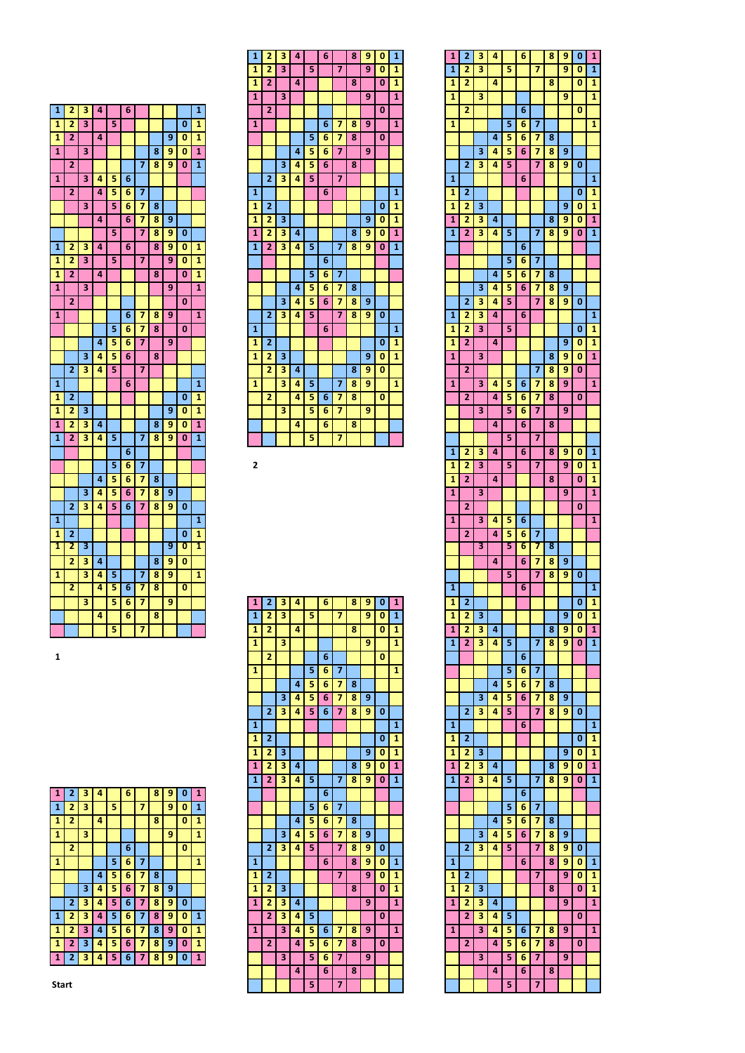|  |  |  |  |  |  |  |  |  |  |  |
|---|---|---|---|---|---|---|---|---|---|---|
| 1 | 2 | 3 | 4 |  | 6 |  |  |  |  | 1 |
| 1 | 2 | 3 |  | 5 |  |  |  |  | 0 | 1 |
| 1 | 2 |  | 4 |  |  |  |  | 9 | 0 | 1 |
| 1 |  | 3 |  |  |  |  | 8 | 9 | 0 | 1 |
|  | 2 |  |  |  |  | 7 | 8 | 9 | 0 | 1 |
| 1 |  | 3 | 4 | 5 | 6 |  |  |  |  |  |
|  | 2 |  | 4 | 5 | 6 | 7 |  |  |  |  |
|  |  | 3 |  | 5 | 6 | 7 | 8 |  |  |  |
|  |  |  | 4 |  | 6 | 7 | 8 | 9 |  |  |
|  |  |  |  | 5 |  | 7 | 8 | 9 | 0 |  |
| 1 | 2 | 3 | 4 |  | 6 |  | 8 | 9 | 0 | 1 |
| 1 | 2 | 3 |  | 5 |  | 7 |  | 9 | 0 | 1 |
| 1 | 2 |  | 4 |  |  |  | 8 |  | 0 | 1 |
| 1 |  | 3 |  |  |  |  |  | 9 |  | 1 |
|  | 2 |  |  |  |  |  |  |  | 0 |  |
| 1 |  |  |  |  | 6 | 7 | 8 | 9 |  | 1 |
|  |  |  |  | 5 | 6 | 7 | 8 |  | 0 |  |
|  |  |  | 4 | 5 | 6 | 7 |  | 9 |  |  |
|  |  | 3 | 4 | 5 | 6 |  | 8 |  |  |  |
|  | 2 | 3 | 4 | 5 |  | 7 |  |  |  |  |
| 1 |  |  |  |  | 6 |  |  |  |  | 1 |
| 1 | 2 |  |  |  |  |  |  |  | 0 | 1 |
| 1 | 2 | 3 |  |  |  |  |  | 9 | 0 | 1 |
| 1 | 2 | 3 | 4 |  |  |  | 8 | 9 | 0 | 1 |
| 1 | 2 | 3 | 4 | 5 |  | 7 | 8 | 9 | 0 | 1 |
|  |  |  |  |  | 6 |  |  |  |  |  |
|  |  |  |  | 5 | 6 | 7 |  |  |  |  |
|  |  |  | 4 | 5 | 6 | 7 | 8 |  |  |  |
|  |  | 3 | 4 | 5 | 6 | 7 | 8 | 9 |  |  |
|  | 2 | 3 | 4 | 5 | 6 | 7 | 8 | 9 | 0 |  |
| 1 |  |  |  |  |  |  |  |  |  | 1 |
| 1 | 2 |  |  |  |  |  |  |  | 0 | 1 |
| 1 | 2 | 3 |  |  |  |  |  | 9 | 0 | 1 |
|  | 2 | 3 | 4 |  |  |  | 8 | 9 | 0 |  |
| 1 |  | 3 | 4 | 5 |  | 7 | 8 | 9 |  | 1 |
|  | 2 |  | 4 | 5 | 6 | 7 | 8 |  | 0 |  |
|  |  | 3 |  | 5 | 6 | 7 |  | 9 |  |  |
|  |  |  | 4 |  | 6 |  | 8 |  |  |  |
|  |  |  |  | 5 |  | 7 |  |  |  |  |

1

|  |  |  |  |  |  |  |  |  |  |  |
|---|---|---|---|---|---|---|---|---|---|---|
| 1 | 2 | 3 | 4 |  | 6 |  | 8 | 9 | 0 | 1 |
| 1 | 2 | 3 |  | 5 |  | 7 |  | 9 | 0 | 1 |
| 1 | 2 |  | 4 |  |  |  | 8 |  | 0 | 1 |
| 1 |  | 3 |  |  |  |  |  | 9 |  | 1 |
|  | 2 |  |  |  | 6 |  |  |  | 0 |  |
| 1 |  |  |  | 5 | 6 | 7 |  |  |  | 1 |
|  |  |  | 4 | 5 | 6 | 7 | 8 |  |  |  |
|  |  | 3 | 4 | 5 | 6 | 7 | 8 | 9 |  |  |
|  | 2 | 3 | 4 | 5 | 6 | 7 | 8 | 9 | 0 |  |
| 1 | 2 | 3 | 4 | 5 | 6 | 7 | 8 | 9 | 0 | 1 |
| 1 | 2 | 3 | 4 | 5 | 6 | 7 | 8 | 9 | 0 | 1 |
| 1 | 2 | 3 | 4 | 5 | 6 | 7 | 8 | 9 | 0 | 1 |
| 1 | 2 | 3 | 4 | 5 | 6 | 7 | 8 | 9 | 0 | 1 |

Start

|  |  |  |  |  |  |  |  |  |  |  |
|---|---|---|---|---|---|---|---|---|---|---|
| 1 | 2 | 3 | 4 |  | 6 |  | 8 | 9 | 0 | 1 |
| 1 | 2 | 3 |  | 5 |  | 7 |  | 9 | 0 | 1 |
| 1 | 2 |  | 4 |  |  |  | 8 |  | 0 | 1 |
| 1 |  | 3 |  |  |  |  |  | 9 |  | 1 |
|  | 2 |  |  |  |  |  |  |  | 0 |  |
| 1 |  |  |  |  | 6 | 7 | 8 | 9 |  | 1 |
|  |  |  |  | 5 | 6 | 7 | 8 |  | 0 |  |
|  |  |  | 4 | 5 | 6 | 7 |  | 9 |  |  |
|  |  | 3 | 4 | 5 | 6 |  | 8 |  |  |  |
|  | 2 | 3 | 4 | 5 |  | 7 |  |  |  |  |
| 1 |  |  |  |  | 6 |  |  |  |  | 1 |
| 1 | 2 |  |  |  |  |  |  |  | 0 | 1 |
| 1 | 2 | 3 |  |  |  |  |  | 9 | 0 | 1 |
| 1 | 2 | 3 | 4 |  |  |  | 8 | 9 | 0 | 1 |
| 1 | 2 | 3 | 4 | 5 |  | 7 | 8 | 9 | 0 | 1 |
|  |  |  |  |  | 6 |  |  |  |  |  |
|  |  |  |  | 5 | 6 | 7 |  |  |  |  |
|  |  |  | 4 | 5 | 6 | 7 | 8 |  |  |  |
|  |  | 3 | 4 | 5 | 6 | 7 | 8 | 9 |  |  |
|  | 2 | 3 | 4 | 5 |  | 7 | 8 | 9 | 0 |  |
| 1 |  |  |  |  | 6 |  |  |  |  | 1 |
| 1 | 2 |  |  |  |  |  |  |  | 0 | 1 |
| 1 | 2 | 3 |  |  |  |  |  | 9 | 0 | 1 |
|  | 2 | 3 | 4 |  |  |  | 8 | 9 | 0 |  |
| 1 |  | 3 | 4 | 5 |  | 7 | 8 | 9 |  | 1 |
|  | 2 |  | 4 | 5 | 6 | 7 | 8 |  | 0 |  |
|  |  | 3 |  | 5 | 6 | 7 |  | 9 |  |  |
|  |  |  | 4 |  | 6 |  | 8 |  |  |  |
|  |  |  |  | 5 |  | 7 |  |  |  |  |

2

|  |  |  |  |  |  |  |  |  |  |  |
|---|---|---|---|---|---|---|---|---|---|---|
| 1 | 2 | 3 | 4 |  | 6 |  | 8 | 9 | 0 | 1 |
| 1 | 2 | 3 |  | 5 |  | 7 |  | 9 | 0 | 1 |
| 1 | 2 |  | 4 |  |  |  | 8 |  | 0 | 1 |
| 1 |  | 3 |  |  |  |  |  | 9 |  | 1 |
|  | 2 |  |  |  | 6 |  |  |  | 0 |  |
| 1 |  |  |  | 5 | 6 | 7 |  |  |  | 1 |
|  |  |  | 4 | 5 | 6 | 7 | 8 |  |  |  |
|  |  | 3 | 4 | 5 | 6 | 7 | 8 | 9 |  |  |
|  | 2 | 3 | 4 | 5 | 6 | 7 | 8 | 9 | 0 |  |
| 1 |  |  |  |  |  |  |  |  |  | 1 |
| 1 | 2 |  |  |  |  |  |  |  | 0 | 1 |
| 1 | 2 | 3 |  |  |  |  |  | 9 | 0 | 1 |
| 1 | 2 | 3 | 4 |  |  |  | 8 | 9 | 0 | 1 |
| 1 | 2 | 3 | 4 | 5 |  | 7 | 8 | 9 | 0 | 1 |
|  |  |  |  |  | 6 |  |  |  |  |  |
|  |  |  |  | 5 | 6 | 7 |  |  |  |  |
|  |  |  | 4 | 5 | 6 | 7 | 8 |  |  |  |
|  |  | 3 | 4 | 5 | 6 | 7 | 8 | 9 |  |  |
|  | 2 | 3 | 4 | 5 |  | 7 | 8 | 9 | 0 |  |
| 1 |  |  |  |  | 6 |  | 8 | 9 | 0 | 1 |
| 1 | 2 |  |  |  |  | 7 |  | 9 | 0 | 1 |
| 1 | 2 | 3 |  |  |  |  | 8 |  | 0 | 1 |
| 1 | 2 | 3 | 4 |  |  |  |  | 9 |  | 1 |
|  | 2 | 3 | 4 | 5 |  |  |  |  | 0 |  |
| 1 |  | 3 | 4 | 5 | 6 | 7 | 8 | 9 |  | 1 |
|  | 2 |  | 4 | 5 | 6 | 7 | 8 |  | 0 |  |
|  |  | 3 |  | 5 | 6 | 7 |  | 9 |  |  |
|  |  |  | 4 |  | 6 |  | 8 |  |  |  |
|  |  |  |  | 5 |  | 7 |  |  |  |  |

|  |  |  |  |  |  |  |  |  |  |  |
|---|---|---|---|---|---|---|---|---|---|---|
| 1 | 2 | 3 | 4 |  | 6 |  | 8 | 9 | 0 | 1 |
| 1 | 2 | 3 |  | 5 |  | 7 |  | 9 | 0 | 1 |
| 1 | 2 |  | 4 |  |  |  | 8 |  | 0 | 1 |
| 1 |  | 3 |  |  |  |  |  | 9 |  | 1 |
|  | 2 |  |  |  | 6 |  |  |  | 0 |  |
| 1 |  |  |  | 5 | 6 | 7 |  |  |  | 1 |
|  |  |  | 4 | 5 | 6 | 7 | 8 |  |  |  |
|  |  | 3 | 4 | 5 | 6 | 7 | 8 | 9 |  |  |
|  | 2 | 3 | 4 | 5 |  | 7 | 8 | 9 | 0 |  |
| 1 |  |  |  |  | 6 |  |  |  |  | 1 |
| 1 | 2 |  |  |  |  |  |  |  | 0 | 1 |
| 1 | 2 | 3 |  |  |  |  |  | 9 | 0 | 1 |
| 1 | 2 | 3 | 4 |  |  |  | 8 | 9 | 0 | 1 |
| 1 | 2 | 3 | 4 | 5 |  | 7 | 8 | 9 | 0 | 1 |
|  |  |  |  |  | 6 |  |  |  |  |  |
|  |  |  |  | 5 | 6 | 7 |  |  |  |  |
|  |  |  | 4 | 5 | 6 | 7 | 8 |  |  |  |
|  |  | 3 | 4 | 5 | 6 | 7 | 8 | 9 |  |  |
|  | 2 | 3 | 4 | 5 |  | 7 | 8 | 9 | 0 |  |
| 1 | 2 | 3 | 4 |  | 6 |  |  |  |  | 1 |
| 1 | 2 | 3 |  | 5 |  |  |  |  | 0 | 1 |
| 1 | 2 |  | 4 |  |  |  |  | 9 | 0 | 1 |
| 1 |  | 3 |  |  |  |  | 8 | 9 | 0 | 1 |
|  | 2 |  |  |  |  | 7 | 8 | 9 | 0 |  |
| 1 |  | 3 | 4 | 5 | 6 | 7 | 8 | 9 |  | 1 |
|  | 2 |  | 4 | 5 | 6 | 7 | 8 |  | 0 |  |
|  |  | 3 |  | 5 | 6 | 7 |  | 9 |  |  |
|  |  |  | 4 |  | 6 |  | 8 |  |  |  |
|  |  |  |  | 5 |  | 7 |  |  |  |  |
| 1 | 2 | 3 | 4 |  | 6 |  | 8 | 9 | 0 | 1 |
| 1 | 2 | 3 |  | 5 |  | 7 |  | 9 | 0 | 1 |
| 1 | 2 |  | 4 |  |  |  | 8 |  | 0 | 1 |
| 1 |  | 3 |  |  |  |  |  | 9 |  | 1 |
|  | 2 |  |  |  |  |  |  |  | 0 |  |
| 1 |  | 3 | 4 | 5 | 6 |  |  |  |  | 1 |
|  | 2 |  | 4 | 5 | 6 | 7 |  |  |  |  |
|  |  | 3 |  | 5 | 6 | 7 | 8 |  |  |  |
|  |  |  | 4 |  | 6 | 7 | 8 | 9 |  |  |
|  |  |  |  | 5 |  | 7 | 8 | 9 | 0 |  |
| 1 |  |  |  |  | 6 |  |  |  |  | 1 |
| 1 | 2 |  |  |  |  |  |  |  | 0 | 1 |
| 1 | 2 | 3 |  |  |  |  |  | 9 | 0 | 1 |
| 1 | 2 | 3 | 4 |  |  |  | 8 | 9 | 0 | 1 |
| 1 | 2 | 3 | 4 | 5 |  | 7 | 8 | 9 | 0 | 1 |
|  |  |  |  |  | 6 |  |  |  |  |  |
|  |  |  |  | 5 | 6 | 7 |  |  |  |  |
|  |  |  | 4 | 5 | 6 | 7 | 8 |  |  |  |
|  |  | 3 | 4 | 5 | 6 | 7 | 8 | 9 |  |  |
|  | 2 | 3 | 4 | 5 |  | 7 | 8 | 9 | 0 |  |
| 1 |  |  |  |  | 6 |  |  |  |  | 1 |
| 1 | 2 |  |  |  |  |  |  |  | 0 | 1 |
| 1 | 2 | 3 |  |  |  |  |  | 9 | 0 | 1 |
| 1 | 2 | 3 | 4 |  |  |  | 8 | 9 | 0 | 1 |
| 1 | 2 | 3 | 4 | 5 |  | 7 | 8 | 9 | 0 | 1 |
|  |  |  |  |  | 6 |  |  |  |  |  |
|  |  |  |  | 5 | 6 | 7 |  |  |  |  |
|  |  |  | 4 | 5 | 6 | 7 | 8 |  |  |  |
|  |  | 3 | 4 | 5 | 6 | 7 | 8 | 9 |  |  |
|  | 2 | 3 | 4 | 5 |  | 7 | 8 | 9 | 0 |  |
| 1 |  |  |  |  | 6 |  | 8 | 9 | 0 | 1 |
| 1 | 2 |  |  |  |  | 7 |  | 9 | 0 | 1 |
| 1 | 2 | 3 |  |  |  |  | 8 |  | 0 | 1 |
| 1 | 2 | 3 | 4 |  |  |  |  | 9 |  | 1 |
|  | 2 | 3 | 4 | 5 |  |  |  |  | 0 |  |
| 1 |  | 3 | 4 | 5 | 6 | 7 | 8 | 9 |  | 1 |
|  | 2 |  | 4 | 5 | 6 | 7 | 8 |  | 0 |  |
|  |  | 3 |  | 5 | 6 | 7 |  | 9 |  |  |
|  |  |  | 4 |  | 6 |  | 8 |  |  |  |
|  |  |  |  | 5 |  | 7 |  |  |  |  |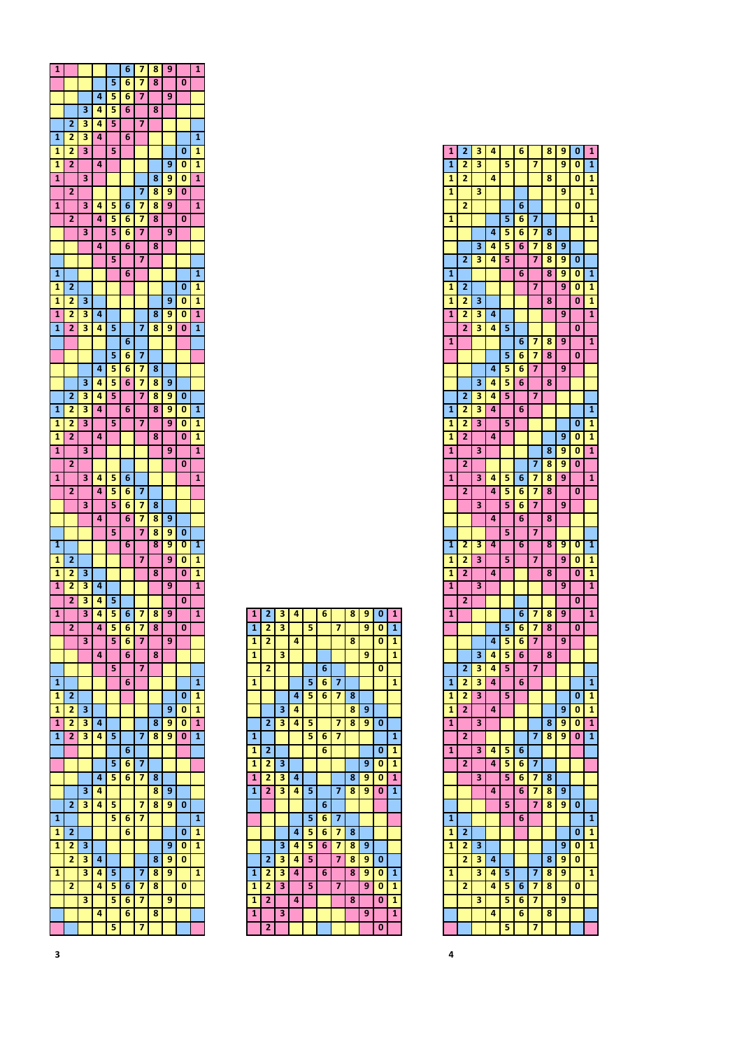| 1 | | | | | 6 | 7 | 8 | 9 | | 1 |
|---|---|---|---|---|---|---|---|---|---|---|
| | | | | 5 | 6 | 7 | 8 | | 0 | |
| | | | 4 | 5 | 6 | 7 | | 9 | | |
| | | 3 | 4 | 5 | 6 | | 8 | | | |
| | 2 | 3 | 4 | 5 | | 7 | | | | |
| 1 | 2 | 3 | 4 | | 6 | | | | | 1 |
| 1 | 2 | 3 | | 5 | | | | | 0 | 1 |
| 1 | 2 | | 4 | | | | | 9 | 0 | 1 |
| 1 | | 3 | | | | | 8 | 9 | 0 | 1 |
| | 2 | | | | | 7 | 8 | 9 | 0 | |
| 1 | | 3 | 4 | 5 | 6 | 7 | 8 | 9 | | 1 |
| | 2 | | 4 | 5 | 6 | 7 | 8 | | 0 | |
| | | 3 | | 5 | 6 | 7 | | 9 | | |
| | | | 4 | | 6 | | 8 | | | |
| | | | | 5 | | 7 | | | | |
| 1 | | | | | 6 | | | | | 1 |
| 1 | 2 | | | | | | | | 0 | 1 |
| 1 | 2 | 3 | | | | | | 9 | 0 | 1 |
| 1 | 2 | 3 | 4 | | | | 8 | 9 | 0 | 1 |
| 1 | 2 | 3 | 4 | 5 | | 7 | 8 | 9 | 0 | 1 |
| | | | | | 6 | | | | | |
| | | | | 5 | 6 | 7 | | | | |
| | | | 4 | 5 | 6 | 7 | 8 | | | |
| | | 3 | 4 | 5 | 6 | 7 | 8 | 9 | | |
| | 2 | 3 | 4 | 5 | | 7 | 8 | 9 | 0 | |
| 1 | 2 | 3 | 4 | | 6 | | 8 | 9 | 0 | 1 |
| 1 | 2 | 3 | | 5 | | 7 | | 9 | 0 | 1 |
| 1 | 2 | | 4 | | | | 8 | | 0 | 1 |
| 1 | | 3 | | | | | | 9 | | 1 |
| | 2 | | | | | | | | 0 | |
| 1 | | 3 | 4 | 5 | 6 | | | | | 1 |
| | 2 | | 4 | 5 | 6 | 7 | | | | |
| | | 3 | | 5 | 6 | 7 | 8 | | | |
| | | | 4 | | 6 | 7 | 8 | 9 | | |
| | | | | 5 | | 7 | 8 | 9 | 0 | |
| 1 | | | | | 6 | | 8 | 9 | 0 | 1 |
| 1 | 2 | | | | | 7 | | 9 | 0 | 1 |
| 1 | 2 | 3 | | | | | 8 | | 0 | 1 |
| 1 | 2 | 3 | 4 | | | | | 9 | | 1 |
| | 2 | 3 | 4 | 5 | | | | | 0 | |
| 1 | | 3 | 4 | 5 | 6 | 7 | 8 | 9 | | 1 |
| | 2 | | 4 | 5 | 6 | 7 | 8 | | 0 | |
| | | 3 | | 5 | 6 | 7 | | 9 | | |
| | | | 4 | | 6 | | 8 | | | |
| | | | | 5 | | 7 | | | | |
| 1 | | | | | 6 | | | | | 1 |
| 1 | 2 | | | | | | | | 0 | 1 |
| 1 | 2 | 3 | | | | | | 9 | 0 | 1 |
| 1 | 2 | 3 | 4 | | | | 8 | 9 | 0 | 1 |
| 1 | 2 | 3 | 4 | 5 | | 7 | 8 | 9 | 0 | 1 |
| | | | | | 6 | | | | | |
| | | | | 5 | 6 | 7 | | | | |
| | | | 4 | 5 | 6 | 7 | 8 | | | |
| | | 3 | 4 | | | | 8 | 9 | | |
| | 2 | 3 | 4 | 5 | | 7 | 8 | 9 | 0 | |
| 1 | | | | 5 | 6 | 7 | | | | 1 |
| 1 | 2 | | | | 6 | | | | 0 | 1 |
| 1 | 2 | 3 | | | | | | 9 | 0 | 1 |
| | 2 | 3 | 4 | | | | 8 | 9 | 0 | |
| 1 | | 3 | 4 | 5 | | 7 | 8 | 9 | | 1 |
| | 2 | | 4 | 5 | 6 | 7 | 8 | | 0 | |
| | | 3 | | 5 | 6 | 7 | | 9 | | |
| | | | 4 | | 6 | | 8 | | | |
| | | | | 5 | | 7 | | | | |

3

| 1 | 2 | 3 | 4 | | 6 | | 8 | 9 | 0 | 1 |
|---|---|---|---|---|---|---|---|---|---|---|
| 1 | 2 | 3 | | 5 | | 7 | | 9 | 0 | 1 |
| 1 | 2 | | 4 | | | | 8 | | 0 | 1 |
| 1 | | 3 | | | | | | 9 | | 1 |
| | 2 | | | | 6 | | | | 0 | |
| 1 | | | | 5 | 6 | 7 | | | | 1 |
| | | | 4 | 5 | 6 | 7 | 8 | | | |
| | | 3 | 4 | | | | 8 | 9 | | |
| | 2 | 3 | 4 | 5 | | 7 | 8 | 9 | 0 | |
| 1 | | | | 5 | 6 | 7 | | | | 1 |
| 1 | 2 | | | | 6 | | | | 0 | 1 |
| 1 | 2 | 3 | | | | | | 9 | 0 | 1 |
| 1 | 2 | 3 | 4 | | | | 8 | 9 | 0 | 1 |
| 1 | 2 | 3 | 4 | 5 | | 7 | 8 | 9 | 0 | 1 |
| | | | | | 6 | | | | | |
| | | | | 5 | 6 | 7 | | | | |
| | | | 4 | 5 | 6 | 7 | 8 | | | |
| | | 3 | 4 | 5 | 6 | 7 | 8 | 9 | | |
| | 2 | 3 | 4 | 5 | | 7 | 8 | 9 | 0 | |
| 1 | 2 | 3 | 4 | | 6 | | 8 | 9 | 0 | 1 |
| 1 | 2 | 3 | | 5 | | 7 | | 9 | 0 | 1 |
| 1 | 2 | | 4 | | | | 8 | | 0 | 1 |
| 1 | | 3 | | | | | | 9 | | 1 |
| | 2 | | | | | | | | 0 | |

| 1 | 2 | 3 | 4 | | 6 | | 8 | 9 | 0 | 1 |
|---|---|---|---|---|---|---|---|---|---|---|
| 1 | 2 | 3 | | 5 | | 7 | | 9 | 0 | 1 |
| 1 | 2 | | 4 | | | | 8 | | 0 | 1 |
| 1 | | 3 | | | | | | 9 | | 1 |
| | 2 | | | | 6 | | | | 0 | |
| 1 | | | | 5 | 6 | 7 | | | | 1 |
| | | | 4 | 5 | 6 | 7 | 8 | | | |
| | | 3 | 4 | 5 | 6 | 7 | 8 | 9 | | |
| | 2 | 3 | 4 | 5 | | 7 | 8 | 9 | 0 | |
| 1 | | | | | 6 | | 8 | 9 | 0 | 1 |
| 1 | 2 | | | | | 7 | | 9 | 0 | 1 |
| 1 | 2 | 3 | | | | | 8 | | 0 | 1 |
| 1 | 2 | 3 | 4 | | | | | 9 | | 1 |
| | 2 | 3 | 4 | 5 | | | | | 0 | |
| 1 | | | | | 6 | 7 | 8 | 9 | | 1 |
| | | | | 5 | 6 | 7 | 8 | | 0 | |
| | | | 4 | 5 | 6 | 7 | | 9 | | |
| | | 3 | 4 | 5 | 6 | | 8 | | | |
| | 2 | 3 | 4 | 5 | | 7 | | | | |
| 1 | 2 | 3 | 4 | | 6 | | | | | 1 |
| 1 | 2 | 3 | | 5 | | | | | 0 | 1 |
| 1 | 2 | | 4 | | | | | 9 | 0 | 1 |
| 1 | | 3 | | | | | 8 | 9 | 0 | 1 |
| | 2 | | | | | 7 | 8 | 9 | 0 | |
| 1 | | 3 | 4 | 5 | 6 | 7 | 8 | 9 | | 1 |
| | 2 | | 4 | 5 | 6 | 7 | 8 | | 0 | |
| | | 3 | | 5 | 6 | 7 | | 9 | | |
| | | | 4 | | 6 | | 8 | | | |
| | | | | 5 | | 7 | | | | |
| 1 | 2 | 3 | 4 | | 6 | | 8 | 9 | 0 | 1 |
| 1 | 2 | 3 | | 5 | | 7 | | 9 | 0 | 1 |
| 1 | 2 | | 4 | | | | 8 | | 0 | 1 |
| 1 | | 3 | | | | | | 9 | | 1 |
| | 2 | | | | | | | | 0 | |
| 1 | | | | | 6 | 7 | 8 | 9 | | 1 |
| | | | | 5 | 6 | 7 | 8 | | 0 | |
| | | | 4 | 5 | 6 | 7 | | 9 | | |
| | | 3 | 4 | 5 | 6 | | 8 | | | |
| | 2 | 3 | 4 | 5 | | 7 | | | | |
| 1 | 2 | 3 | 4 | | 6 | | | | | 1 |
| 1 | 2 | 3 | | 5 | | | | | 0 | 1 |
| 1 | 2 | | 4 | | | | | 9 | 0 | 1 |
| 1 | | 3 | | | | | 8 | 9 | 0 | 1 |
| | 2 | | | | | 7 | 8 | 9 | 0 | 1 |
| 1 | | 3 | 4 | 5 | 6 | | | | | |
| | 2 | | 4 | 5 | 6 | 7 | | | | |
| | | 3 | | 5 | 6 | 7 | 8 | | | |
| | | | 4 | | 6 | 7 | 8 | 9 | | |
| | | | | 5 | | 7 | 8 | 9 | 0 | |
| 1 | | | | | 6 | | | | | 1 |
| 1 | 2 | | | | | | | | 0 | 1 |
| 1 | 2 | 3 | | | | | | 9 | 0 | 1 |
| | 2 | 3 | 4 | | | | 8 | 9 | 0 | |
| 1 | | 3 | 4 | 5 | | 7 | 8 | 9 | | 1 |
| | 2 | | 4 | 5 | 6 | 7 | 8 | | 0 | |
| | | 3 | | 5 | 6 | 7 | | 9 | | |
| | | | 4 | | 6 | | 8 | | | |
| | | | | 5 | | 7 | | | | |

4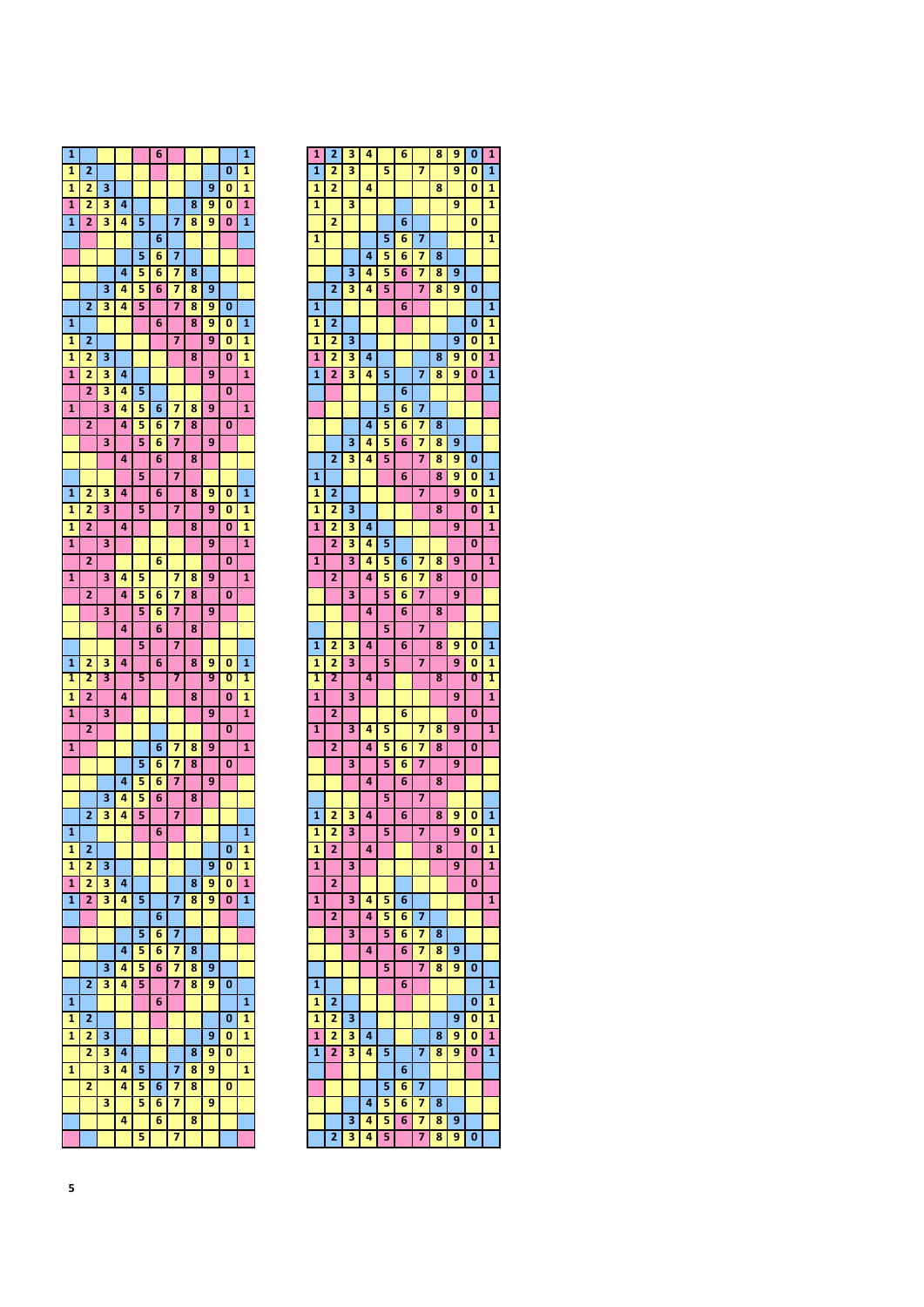| | | | | | | | | | | |
|---|---|---|---|---|---|---|---|---|---|---|
| 1 | | | | | 6 | | | | | 1 |
| 1 | 2 | | | | | | | | 0 | 1 |
| 1 | 2 | 3 | | | | | | 9 | 0 | 1 |
| 1 | 2 | 3 | 4 | | | | 8 | 9 | 0 | 1 |
| 1 | 2 | 3 | 4 | 5 | | 7 | 8 | 9 | 0 | 1 |
| | | | | | 6 | | | | | |
| | | | | 5 | 6 | 7 | | | | |
| | | | 4 | 5 | 6 | 7 | 8 | | | |
| | | 3 | 4 | 5 | 6 | 7 | 8 | 9 | | |
| | 2 | 3 | 4 | 5 | | 7 | 8 | 9 | 0 | |
| 1 | | | | | 6 | | 8 | 9 | 0 | 1 |
| 1 | 2 | | | | | 7 | | 9 | 0 | 1 |
| 1 | 2 | 3 | | | | | 8 | | 0 | 1 |
| 1 | 2 | 3 | 4 | | | | | 9 | | 1 |
| | 2 | 3 | 4 | 5 | | | | | 0 | |
| 1 | | 3 | 4 | 5 | 6 | 7 | 8 | 9 | | 1 |
| | 2 | | 4 | 5 | 6 | 7 | 8 | | 0 | |
| | | 3 | | 5 | 6 | 7 | | 9 | | |
| | | | 4 | | 6 | | 8 | | | |
| | | | | 5 | | 7 | | | | |
| 1 | 2 | 3 | 4 | | 6 | | 8 | 9 | 0 | 1 |
| 1 | 2 | 3 | | 5 | | 7 | | 9 | 0 | 1 |
| 1 | 2 | | 4 | | | | 8 | | 0 | 1 |
| 1 | | 3 | | | | | | 9 | | 1 |
| | 2 | | | | 6 | | | | 0 | |
| 1 | | 3 | 4 | 5 | | 7 | 8 | 9 | | 1 |
| | 2 | | 4 | 5 | 6 | 7 | 8 | | 0 | |
| | | 3 | | 5 | 6 | 7 | | 9 | | |
| | | | 4 | | 6 | | 8 | | | |
| | | | | 5 | | 7 | | | | |
| 1 | 2 | 3 | 4 | | 6 | | 8 | 9 | 0 | 1 |
| 1 | 2 | 3 | | 5 | | 7 | | 9 | 0 | 1 |
| 1 | 2 | | 4 | | | | 8 | | 0 | 1 |
| 1 | | 3 | | | | | | 9 | | 1 |
| | 2 | | | | | | | | 0 | |
| 1 | | | | | 6 | 7 | 8 | 9 | | 1 |
| | | | | 5 | 6 | 7 | 8 | | 0 | |
| | | | 4 | 5 | 6 | 7 | | 9 | | |
| | | 3 | 4 | 5 | 6 | | 8 | | | |
| | 2 | 3 | 4 | 5 | | 7 | | | | |
| 1 | | | | | 6 | | | | | 1 |
| 1 | 2 | | | | | | | | 0 | 1 |
| 1 | 2 | 3 | | | | | | 9 | 0 | 1 |
| 1 | 2 | 3 | 4 | | | | 8 | 9 | 0 | 1 |
| 1 | 2 | 3 | 4 | 5 | | 7 | 8 | 9 | 0 | 1 |
| | | | | | 6 | | | | | |
| | | | | 5 | 6 | 7 | | | | |
| | | | 4 | 5 | 6 | 7 | 8 | | | |
| | | 3 | 4 | 5 | 6 | 7 | 8 | 9 | | |
| | 2 | 3 | 4 | 5 | | 7 | 8 | 9 | 0 | |
| 1 | | | | | 6 | | | | | 1 |
| 1 | 2 | | | | | | | | 0 | 1 |
| 1 | 2 | 3 | | | | | | 9 | 0 | 1 |
| | 2 | 3 | 4 | | | | 8 | 9 | 0 | |
| 1 | | 3 | 4 | 5 | | 7 | 8 | 9 | | 1 |
| | 2 | | 4 | 5 | 6 | 7 | 8 | | 0 | |
| | | 3 | | 5 | 6 | 7 | | 9 | | |
| | | | 4 | | 6 | | 8 | | | |
| | | | | 5 | | 7 | | | | |

| | | | | | | | | | | |
|---|---|---|---|---|---|---|---|---|---|---|
| 1 | 2 | 3 | 4 | | 6 | | 8 | 9 | 0 | 1 |
| 1 | 2 | 3 | | 5 | | 7 | | 9 | 0 | 1 |
| 1 | 2 | | 4 | | | | 8 | | 0 | 1 |
| 1 | | 3 | | | | | | 9 | | 1 |
| | 2 | | | | 6 | | | | 0 | |
| 1 | | | | 5 | 6 | 7 | | | | 1 |
| | | | 4 | 5 | 6 | 7 | 8 | | | |
| | | 3 | 4 | 5 | 6 | 7 | 8 | 9 | | |
| | 2 | 3 | 4 | 5 | | 7 | 8 | 9 | 0 | |
| 1 | | | | | 6 | | | | | 1 |
| 1 | 2 | | | | | | | | 0 | 1 |
| 1 | 2 | 3 | | | | | | 9 | 0 | 1 |
| 1 | 2 | 3 | 4 | | | | 8 | 9 | 0 | 1 |
| 1 | 2 | 3 | 4 | 5 | | 7 | 8 | 9 | 0 | 1 |
| | | | | | 6 | | | | | |
| | | | | 5 | 6 | 7 | | | | |
| | | | 4 | 5 | 6 | 7 | 8 | | | |
| | | 3 | 4 | 5 | 6 | 7 | 8 | 9 | | |
| | 2 | 3 | 4 | 5 | | 7 | 8 | 9 | 0 | |
| 1 | | | | | 6 | | 8 | 9 | 0 | 1 |
| 1 | 2 | | | | | 7 | | 9 | 0 | 1 |
| 1 | 2 | 3 | | | | | 8 | | 0 | 1 |
| 1 | 2 | 3 | 4 | | | | | 9 | | 1 |
| | 2 | 3 | 4 | 5 | | | | | 0 | |
| 1 | | 3 | 4 | 5 | 6 | 7 | 8 | 9 | | 1 |
| | 2 | | 4 | 5 | 6 | 7 | 8 | | 0 | |
| | | 3 | | 5 | 6 | 7 | | 9 | | |
| | | | 4 | | 6 | | 8 | | | |
| | | | | 5 | | 7 | | | | |
| 1 | 2 | 3 | 4 | | 6 | | 8 | 9 | 0 | 1 |
| 1 | 2 | 3 | | 5 | | 7 | | 9 | 0 | 1 |
| 1 | 2 | | 4 | | | | 8 | | 0 | 1 |
| 1 | | 3 | | | | | | 9 | | 1 |
| | 2 | | | | 6 | | | | 0 | |
| 1 | | 3 | 4 | 5 | | 7 | 8 | 9 | | 1 |
| | 2 | | 4 | 5 | 6 | 7 | 8 | | 0 | |
| | | 3 | | 5 | 6 | 7 | | 9 | | |
| | | | 4 | | 6 | | 8 | | | |
| | | | | 5 | | 7 | | | | |
| 1 | 2 | 3 | 4 | | 6 | | 8 | 9 | 0 | 1 |
| 1 | 2 | 3 | | 5 | | 7 | | 9 | 0 | 1 |
| 1 | 2 | | 4 | | | | 8 | | 0 | 1 |
| 1 | | 3 | | | | | | 9 | | 1 |
| | 2 | | | | | | | | 0 | |
| 1 | | 3 | 4 | 5 | 6 | | | | | 1 |
| | 2 | | 4 | 5 | 6 | 7 | | | | |
| | | 3 | | 5 | 6 | 7 | 8 | | | |
| | | | 4 | | 6 | 7 | 8 | 9 | | |
| | | | | 5 | | 7 | 8 | 9 | 0 | |
| 1 | | | | | 6 | | | | | 1 |
| 1 | 2 | | | | | | | | 0 | 1 |
| 1 | 2 | 3 | | | | | | 9 | 0 | 1 |
| 1 | 2 | 3 | 4 | | | | 8 | 9 | 0 | 1 |
| 1 | 2 | 3 | 4 | 5 | | 7 | 8 | 9 | 0 | 1 |
| | | | | | 6 | | | | | |
| | | | | 5 | 6 | 7 | | | | |
| | | | 4 | 5 | 6 | 7 | 8 | | | |
| | | 3 | 4 | 5 | 6 | 7 | 8 | 9 | | |
| | 2 | 3 | 4 | 5 | | 7 | 8 | 9 | 0 | |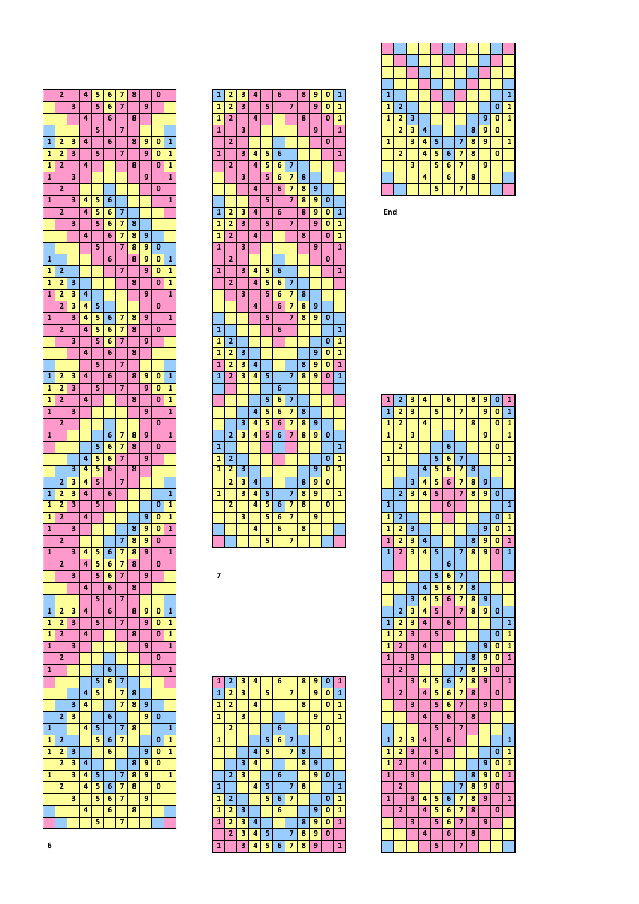6

7

End